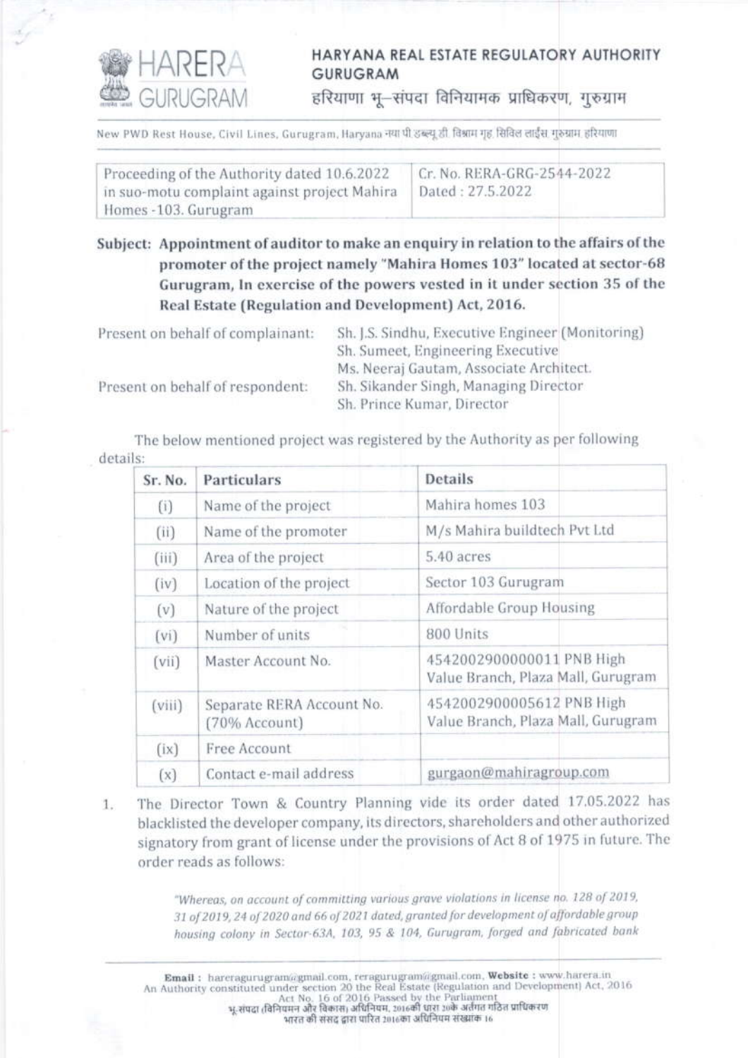# HARYANA REAL ESTATE REGULATORY AUTHORITY GURUGRAM

हरियाणा भू–संपदा विनियामक प्राधिकरण, गुरुग्राम

New PWD Rest House, Civil Lines, Gurugram, Haryana नया पी.डब्ल्यू.डी. विश्राम गृह, सिविल लाईंस, गुरुग्राम, हरियाणा

| Proceeding of the Authority dated 10.6.2022 in suo-motu complaint against project Mahira Homes -103. Gurugram | Cr. No. RERA-GRG-2544-2022 Dated : 27.5.2022 |
|---|---|

**Subject: Appointment of auditor to make an enquiry in relation to the affairs of the promoter of the project namely "Mahira Homes 103" located at sector-68 Gurugram, In exercise of the powers vested in it under section 35 of the Real Estate (Regulation and Development) Act, 2016.**

Present on behalf of complainant: Sh. J.S. Sindhu, Executive Engineer (Monitoring)
Sh. Sumeet, Engineering Executive
Ms. Neeraj Gautam, Associate Architect.

Present on behalf of respondent: Sh. Sikander Singh, Managing Director
Sh. Prince Kumar, Director

The below mentioned project was registered by the Authority as per following details:

| Sr. No. | Particulars | Details |
|---|---|---|
| (i) | Name of the project | Mahira homes 103 |
| (ii) | Name of the promoter | M/s Mahira buildtech Pvt Ltd |
| (iii) | Area of the project | 5.40 acres |
| (iv) | Location of the project | Sector 103 Gurugram |
| (v) | Nature of the project | Affordable Group Housing |
| (vi) | Number of units | 800 Units |
| (vii) | Master Account No. | 4542002900000011 PNB High Value Branch, Plaza Mall, Gurugram |
| (viii) | Separate RERA Account No. (70% Account) | 4542002900005612 PNB High Value Branch, Plaza Mall, Gurugram |
| (ix) | Free Account | |
| (x) | Contact e-mail address | gurgaon@mahiragroup.com |

1. The Director Town & Country Planning vide its order dated 17.05.2022 has blacklisted the developer company, its directors, shareholders and other authorized signatory from grant of license under the provisions of Act 8 of 1975 in future. The order reads as follows:

> *"Whereas, on account of committing various grave violations in license no. 128 of 2019, 31 of 2019, 24 of 2020 and 66 of 2021 dated, granted for development of affordable group housing colony in Sector-63A, 103, 95 & 104, Gurugram, forged and fabricated bank*

Email : hareragurugram@gmail.com, reragurugram@gmail.com, Website : www.harera.in
An Authority constituted under section 20 the Real Estate (Regulation and Development) Act, 2016
Act No. 16 of 2016 Passed by the Parliament
भू-संपदा (विनियमन और विकास) अधिनियम, 2016की धारा 20के अंतर्गत गठित प्राधिकरण
भारत की संसद द्वारा पारित 2016का अधिनियम संख्यांक 16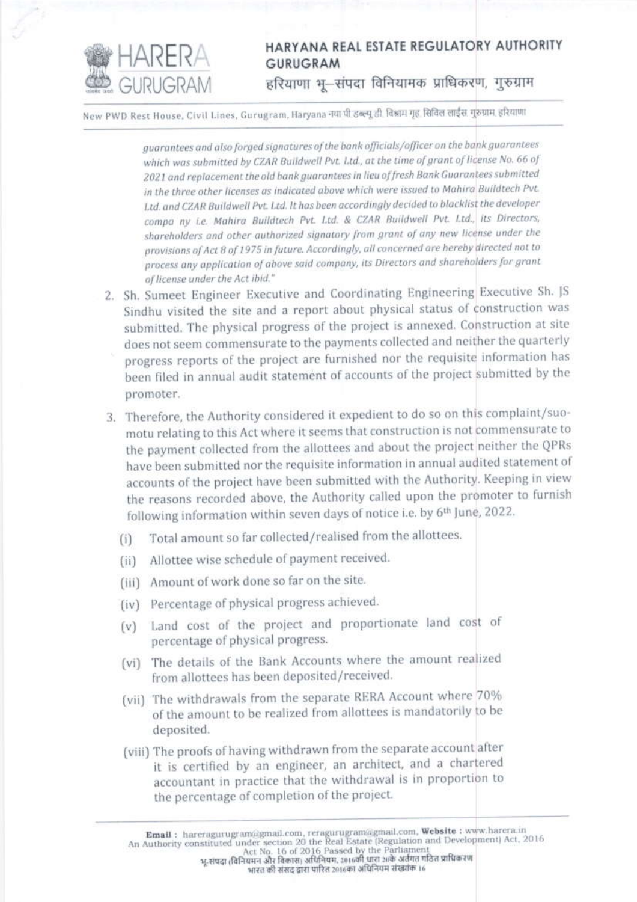*guarantees and also forged signatures of the bank officials/officer on the bank guarantees which was submitted by CZAR Buildwell Pvt. Ltd., at the time of grant of license No. 66 of 2021 and replacement the old bank guarantees in lieu of fresh Bank Guarantees submitted in the three other licenses as indicated above which were issued to Mahira Buildtech Pvt. Ltd. and CZAR Buildwell Pvt. Ltd. It has been accordingly decided to blacklist the developer compa ny i.e. Mahira Buildtech Pvt. Ltd. & CZAR Buildwell Pvt. Ltd., its Directors, shareholders and other authorized signatory from grant of any new license under the provisions of Act 8 of 1975 in future. Accordingly, all concerned are hereby directed not to process any application of above said company, its Directors and shareholders for grant of license under the Act ibid."*

2. Sh. Sumeet Engineer Executive and Coordinating Engineering Executive Sh. JS Sindhu visited the site and a report about physical status of construction was submitted. The physical progress of the project is annexed. Construction at site does not seem commensurate to the payments collected and neither the quarterly progress reports of the project are furnished nor the requisite information has been filed in annual audit statement of accounts of the project submitted by the promoter.

3. Therefore, the Authority considered it expedient to do so on this complaint/suo-motu relating to this Act where it seems that construction is not commensurate to the payment collected from the allottees and about the project neither the QPRs have been submitted nor the requisite information in annual audited statement of accounts of the project have been submitted with the Authority. Keeping in view the reasons recorded above, the Authority called upon the promoter to furnish following information within seven days of notice i.e. by 6th June, 2022.

   (i) Total amount so far collected/realised from the allottees.

   (ii) Allottee wise schedule of payment received.

   (iii) Amount of work done so far on the site.

   (iv) Percentage of physical progress achieved.

   (v) Land cost of the project and proportionate land cost of percentage of physical progress.

   (vi) The details of the Bank Accounts where the amount realized from allottees has been deposited/received.

   (vii) The withdrawals from the separate RERA Account where 70% of the amount to be realized from allottees is mandatorily to be deposited.

   (viii) The proofs of having withdrawn from the separate account after it is certified by an engineer, an architect, and a chartered accountant in practice that the withdrawal is in proportion to the percentage of completion of the project.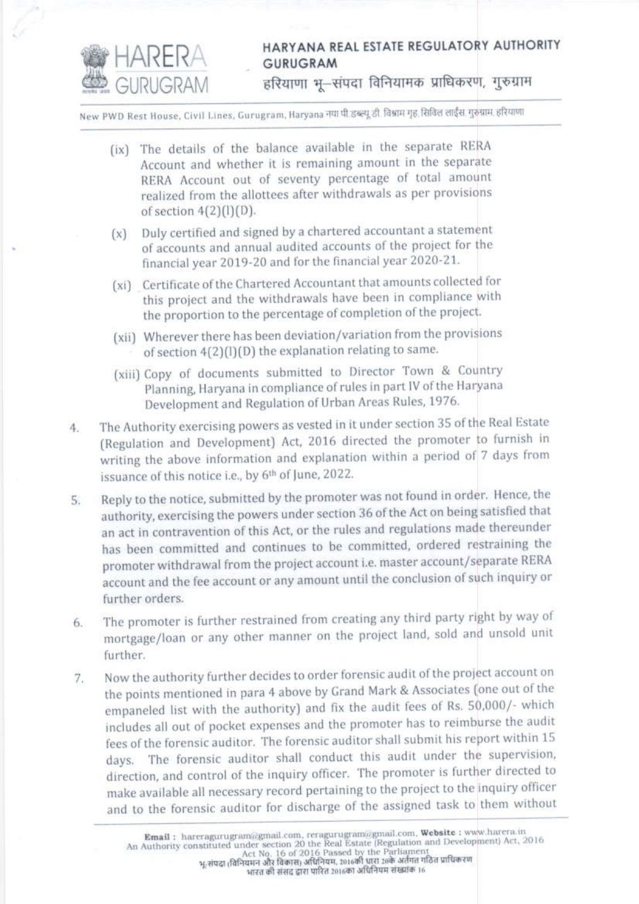(ix) The details of the balance available in the separate RERA Account and whether it is remaining amount in the separate RERA Account out of seventy percentage of total amount realized from the allottees after withdrawals as per provisions of section 4(2)(l)(D).

(x) Duly certified and signed by a chartered accountant a statement of accounts and annual audited accounts of the project for the financial year 2019-20 and for the financial year 2020-21.

(xi) Certificate of the Chartered Accountant that amounts collected for this project and the withdrawals have been in compliance with the proportion to the percentage of completion of the project.

(xii) Wherever there has been deviation/variation from the provisions of section 4(2)(l)(D) the explanation relating to same.

(xiii) Copy of documents submitted to Director Town & Country Planning, Haryana in compliance of rules in part IV of the Haryana Development and Regulation of Urban Areas Rules, 1976.

4. The Authority exercising powers as vested in it under section 35 of the Real Estate (Regulation and Development) Act, 2016 directed the promoter to furnish in writing the above information and explanation within a period of 7 days from issuance of this notice i.e., by 6th of June, 2022.

5. Reply to the notice, submitted by the promoter was not found in order. Hence, the authority, exercising the powers under section 36 of the Act on being satisfied that an act in contravention of this Act, or the rules and regulations made thereunder has been committed and continues to be committed, ordered restraining the promoter withdrawal from the project account i.e. master account/separate RERA account and the fee account or any amount until the conclusion of such inquiry or further orders.

6. The promoter is further restrained from creating any third party right by way of mortgage/loan or any other manner on the project land, sold and unsold unit further.

7. Now the authority further decides to order forensic audit of the project account on the points mentioned in para 4 above by Grand Mark & Associates (one out of the empaneled list with the authority) and fix the audit fees of Rs. 50,000/- which includes all out of pocket expenses and the promoter has to reimburse the audit fees of the forensic auditor. The forensic auditor shall submit his report within 15 days. The forensic auditor shall conduct this audit under the supervision, direction, and control of the inquiry officer. The promoter is further directed to make available all necessary record pertaining to the project to the inquiry officer and to the forensic auditor for discharge of the assigned task to them without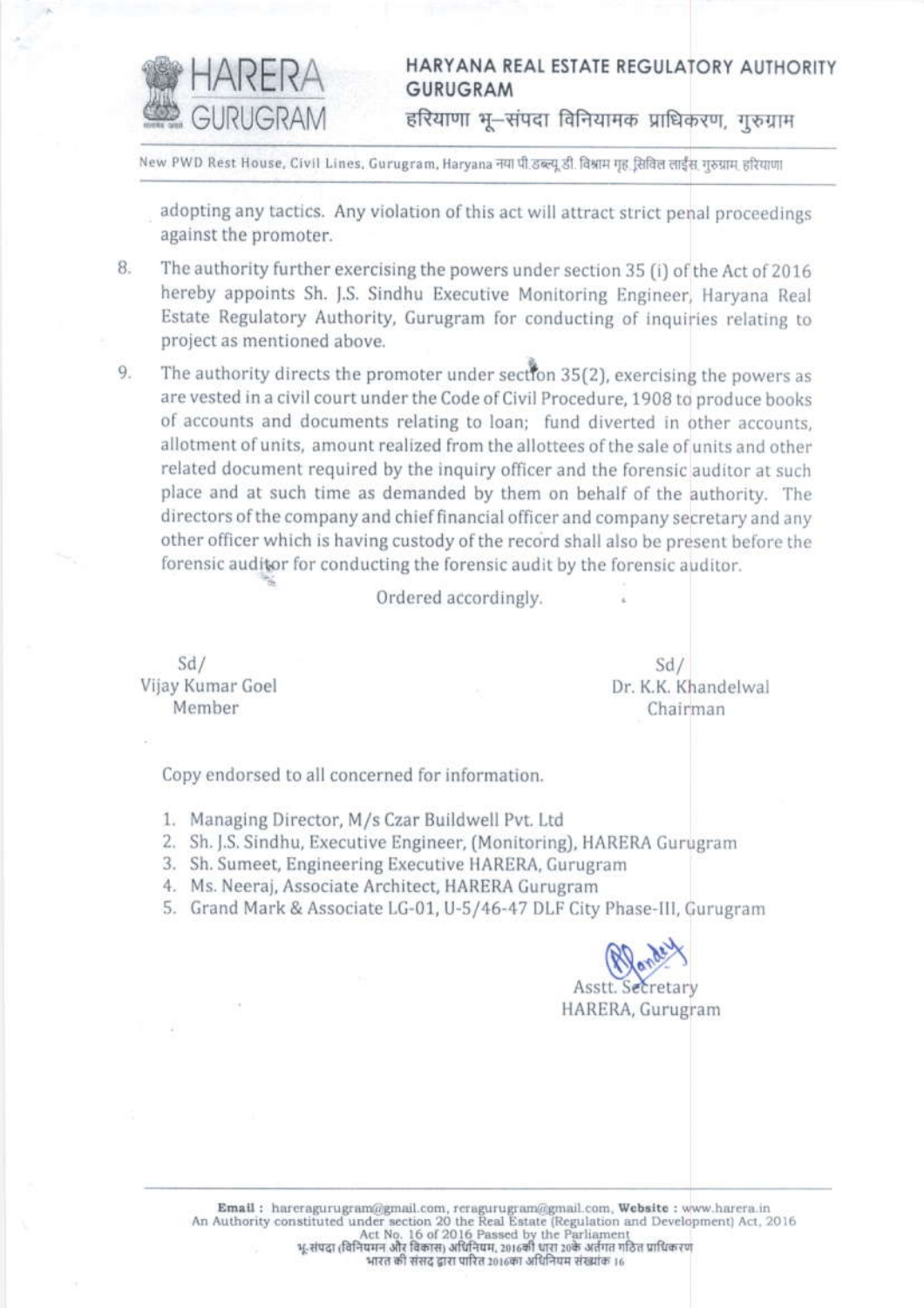adopting any tactics. Any violation of this act will attract strict penal proceedings against the promoter.

8. The authority further exercising the powers under section 35 (i) of the Act of 2016 hereby appoints Sh. J.S. Sindhu Executive Monitoring Engineer, Haryana Real Estate Regulatory Authority, Gurugram for conducting of inquiries relating to project as mentioned above.

9. The authority directs the promoter under section 35(2), exercising the powers as are vested in a civil court under the Code of Civil Procedure, 1908 to produce books of accounts and documents relating to loan; fund diverted in other accounts, allotment of units, amount realized from the allottees of the sale of units and other related document required by the inquiry officer and the forensic auditor at such place and at such time as demanded by them on behalf of the authority. The directors of the company and chief financial officer and company secretary and any other officer which is having custody of the record shall also be present before the forensic auditor for conducting the forensic audit by the forensic auditor.

Ordered accordingly.

Sd/
Vijay Kumar Goel
Member

Sd/
Dr. K.K. Khandelwal
Chairman

Copy endorsed to all concerned for information.

1. Managing Director, M/s Czar Buildwell Pvt. Ltd
2. Sh. J.S. Sindhu, Executive Engineer, (Monitoring), HARERA Gurugram
3. Sh. Sumeet, Engineering Executive HARERA, Gurugram
4. Ms. Neeraj, Associate Architect, HARERA Gurugram
5. Grand Mark & Associate LG-01, U-5/46-47 DLF City Phase-III, Gurugram

Asstt. Secretary
HARERA, Gurugram